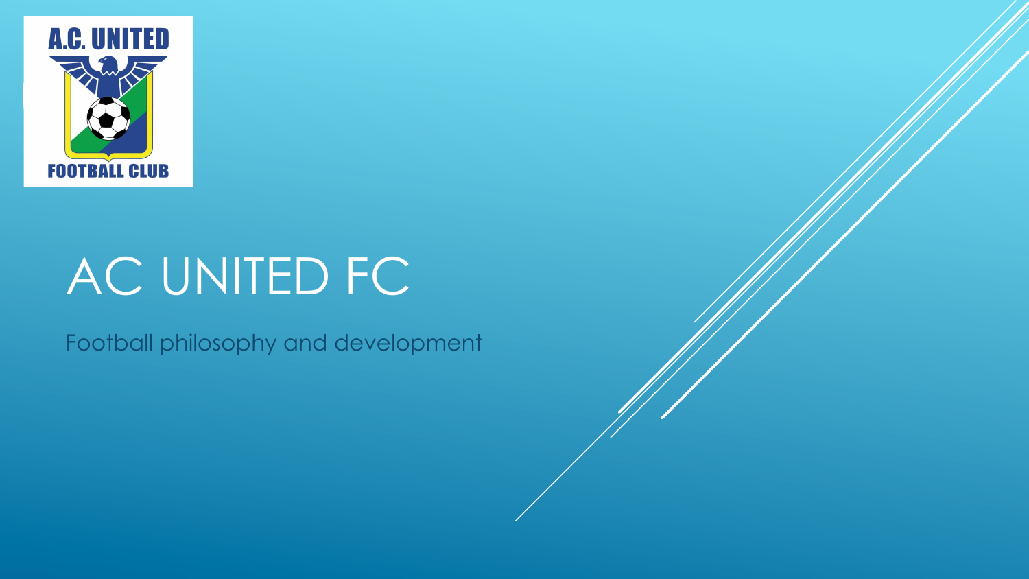# AC UNITED FC

Football philosophy and development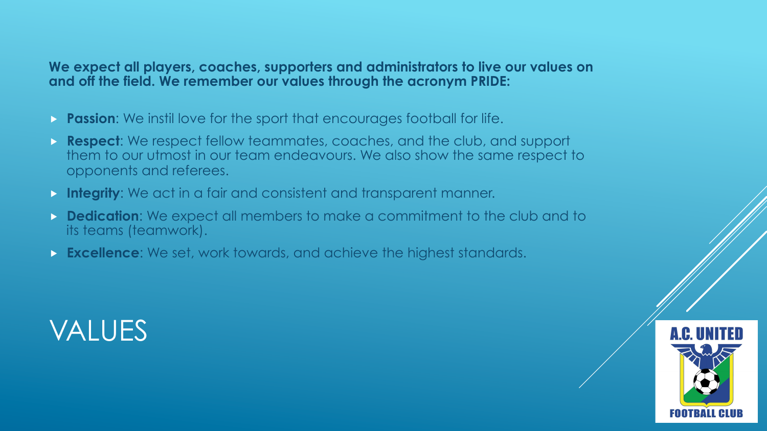# VALUES

**We expect all players, coaches, supporters and administrators to live our values on and off the field. We remember our values through the acronym PRIDE:**

- **Passion**: We instil love for the sport that encourages football for life.
- **Respect**: We respect fellow teammates, coaches, and the club, and support them to our utmost in our team endeavours. We also show the same respect to opponents and referees.
- **Integrity**: We act in a fair and consistent and transparent manner.
- **Dedication**: We expect all members to make a commitment to the club and to its teams (teamwork).
- **Excellence**: We set, work towards, and achieve the highest standards.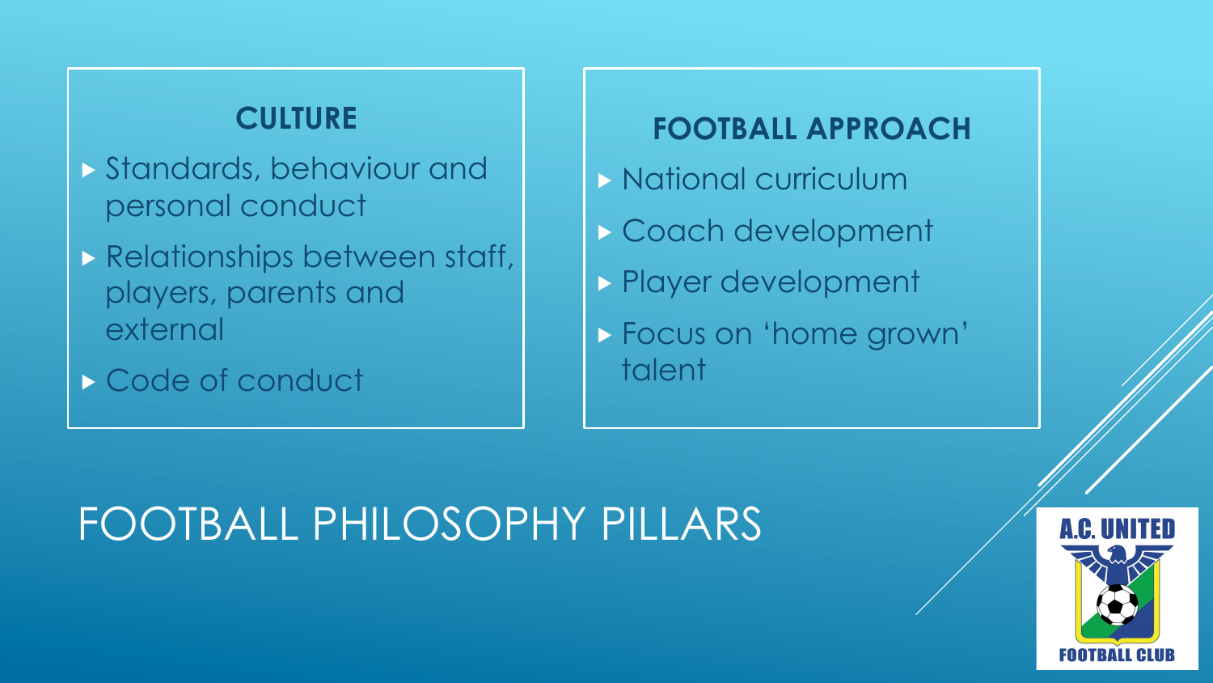# FOOTBALL PHILOSOPHY PILLARS

## CULTURE

- Standards, behaviour and personal conduct
- Relationships between staff, players, parents and external
- Code of conduct

## FOOTBALL APPROACH

- National curriculum
- Coach development
- Player development
- Focus on 'home grown' talent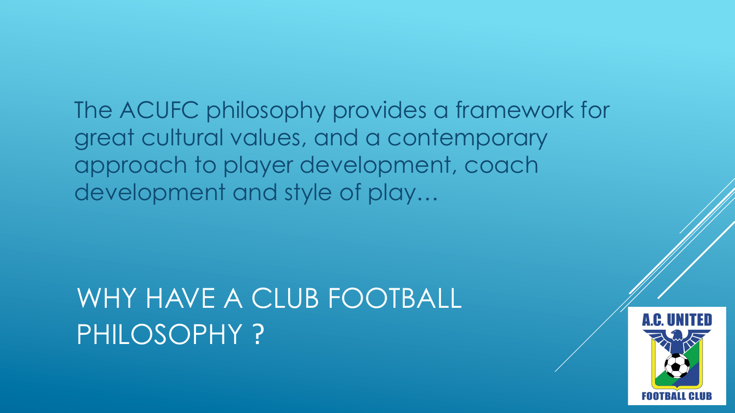The ACUFC philosophy provides a framework for great cultural values, and a contemporary approach to player development, coach development and style of play…

# WHY HAVE A CLUB FOOTBALL PHILOSOPHY ?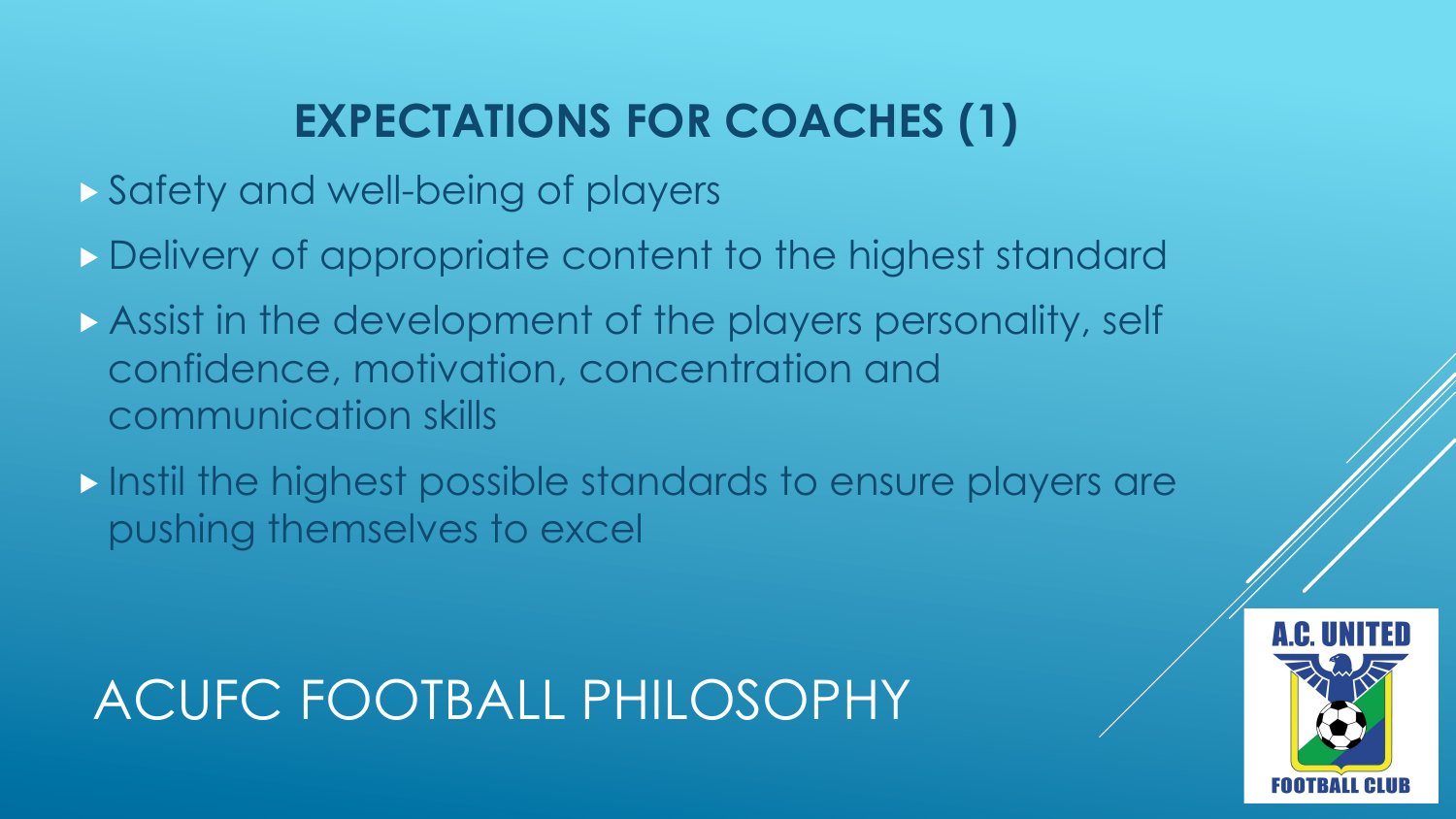## EXPECTATIONS FOR COACHES (1)

- Safety and well-being of players
- Delivery of appropriate content to the highest standard
- Assist in the development of the players personality, self confidence, motivation, concentration and communication skills
- Instil the highest possible standards to ensure players are pushing themselves to excel

# ACUFC FOOTBALL PHILOSOPHY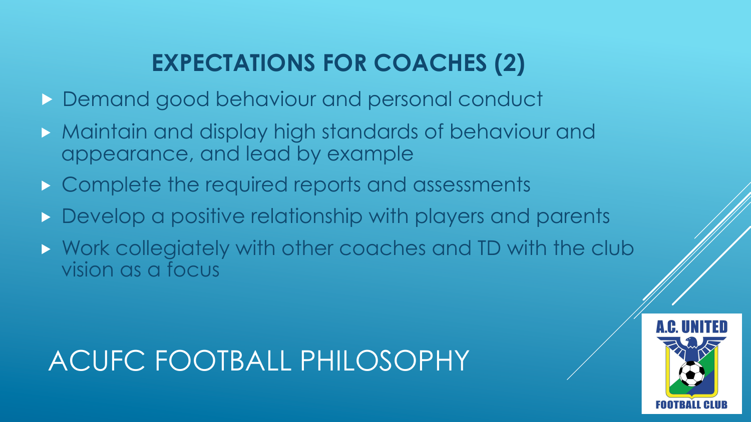## EXPECTATIONS FOR COACHES (2)

- Demand good behaviour and personal conduct
- Maintain and display high standards of behaviour and appearance, and lead by example
- Complete the required reports and assessments
- Develop a positive relationship with players and parents
- Work collegiately with other coaches and TD with the club vision as a focus

# ACUFC FOOTBALL PHILOSOPHY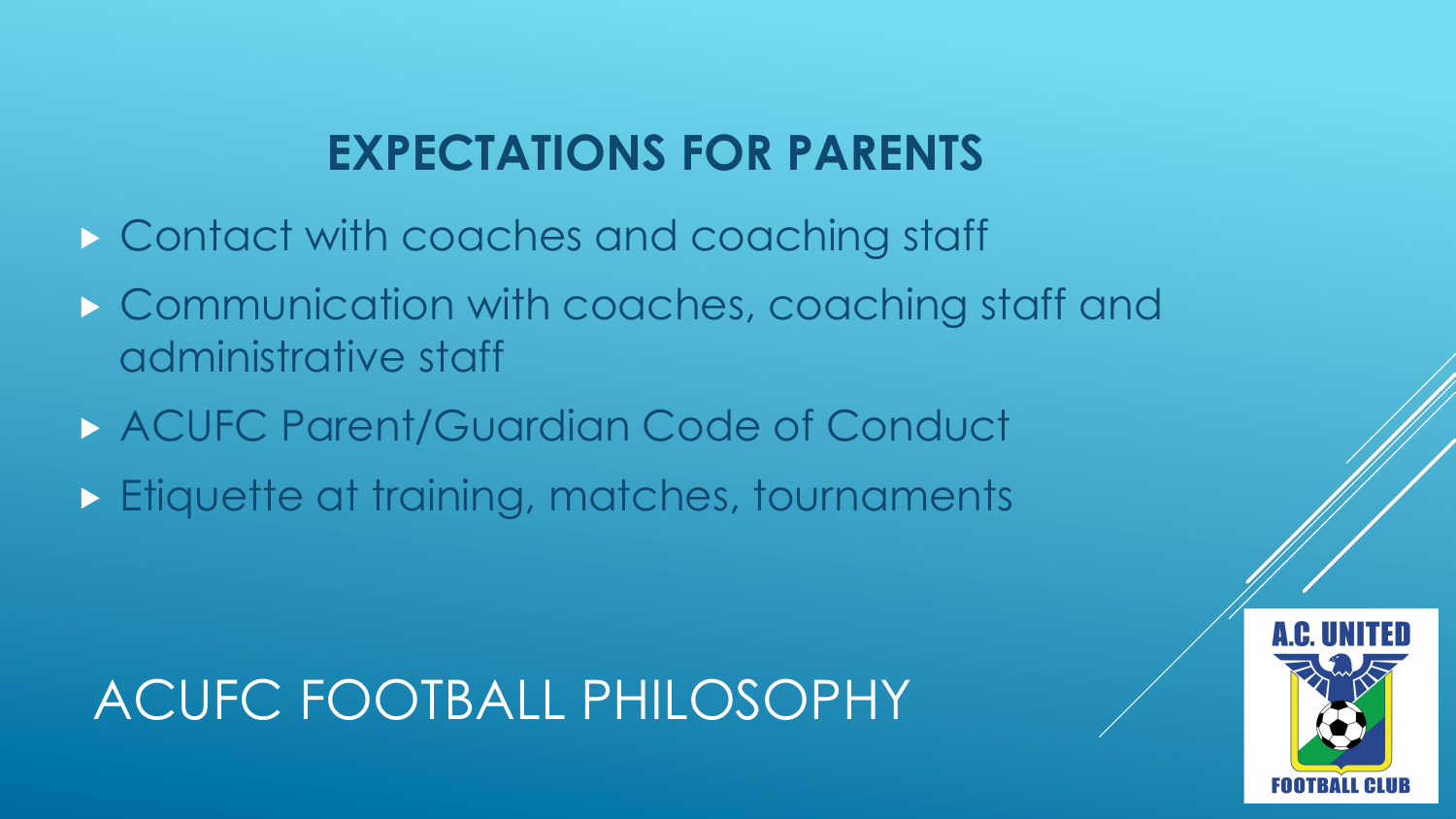## EXPECTATIONS FOR PARENTS

- Contact with coaches and coaching staff
- Communication with coaches, coaching staff and administrative staff
- ACUFC Parent/Guardian Code of Conduct
- Etiquette at training, matches, tournaments

# ACUFC FOOTBALL PHILOSOPHY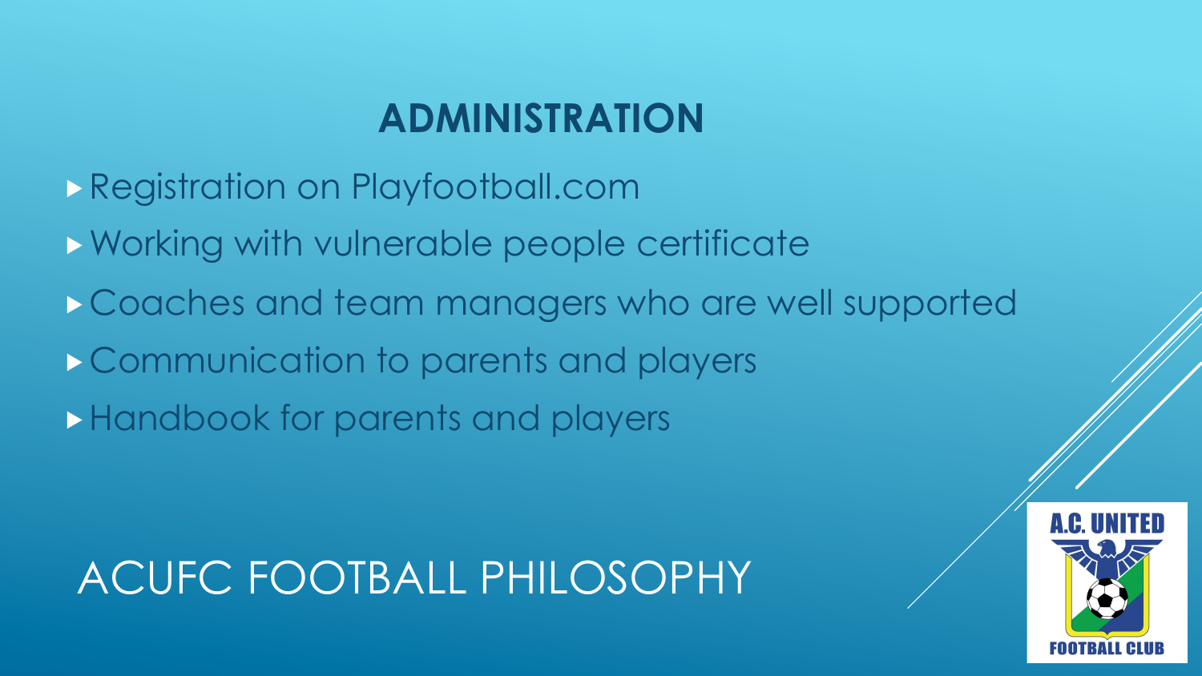## ADMINISTRATION

- Registration on Playfootball.com
- Working with vulnerable people certificate
- Coaches and team managers who are well supported
- Communication to parents and players
- Handbook for parents and players

# ACUFC FOOTBALL PHILOSOPHY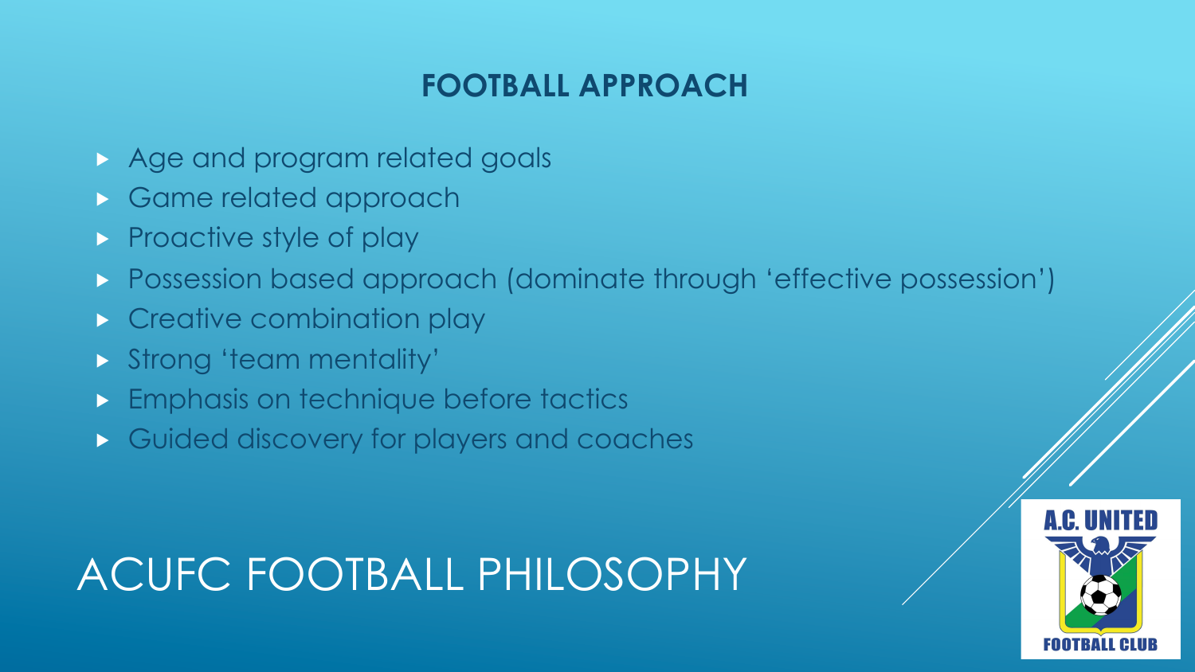# ACUFC FOOTBALL PHILOSOPHY

## FOOTBALL APPROACH

- Age and program related goals
- Game related approach
- Proactive style of play
- Possession based approach (dominate through 'effective possession')
- Creative combination play
- Strong 'team mentality'
- Emphasis on technique before tactics
- Guided discovery for players and coaches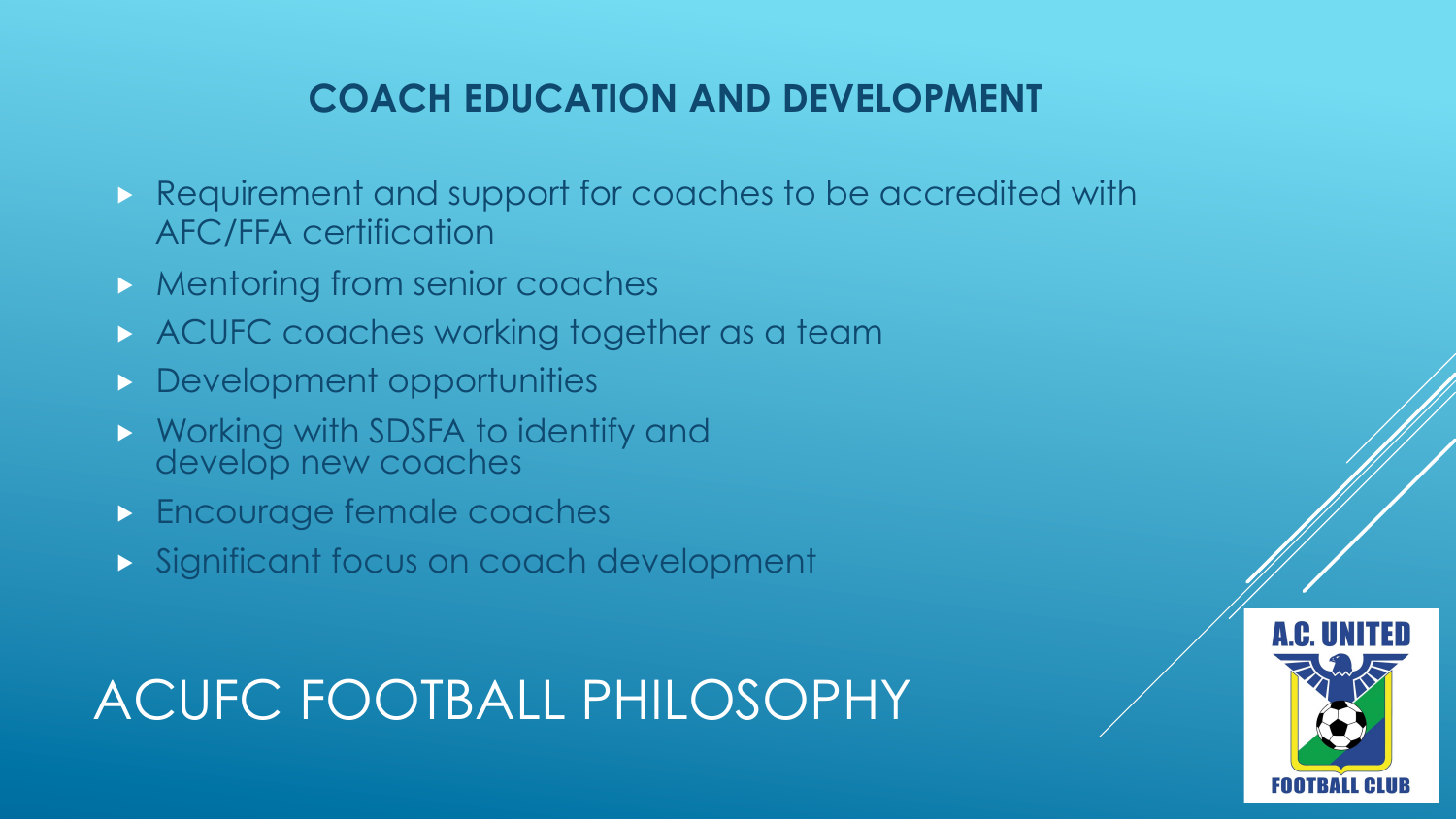## COACH EDUCATION AND DEVELOPMENT

- Requirement and support for coaches to be accredited with AFC/FFA certification
- Mentoring from senior coaches
- ACUFC coaches working together as a team
- Development opportunities
- Working with SDSFA to identify and develop new coaches
- Encourage female coaches
- Significant focus on coach development

# ACUFC FOOTBALL PHILOSOPHY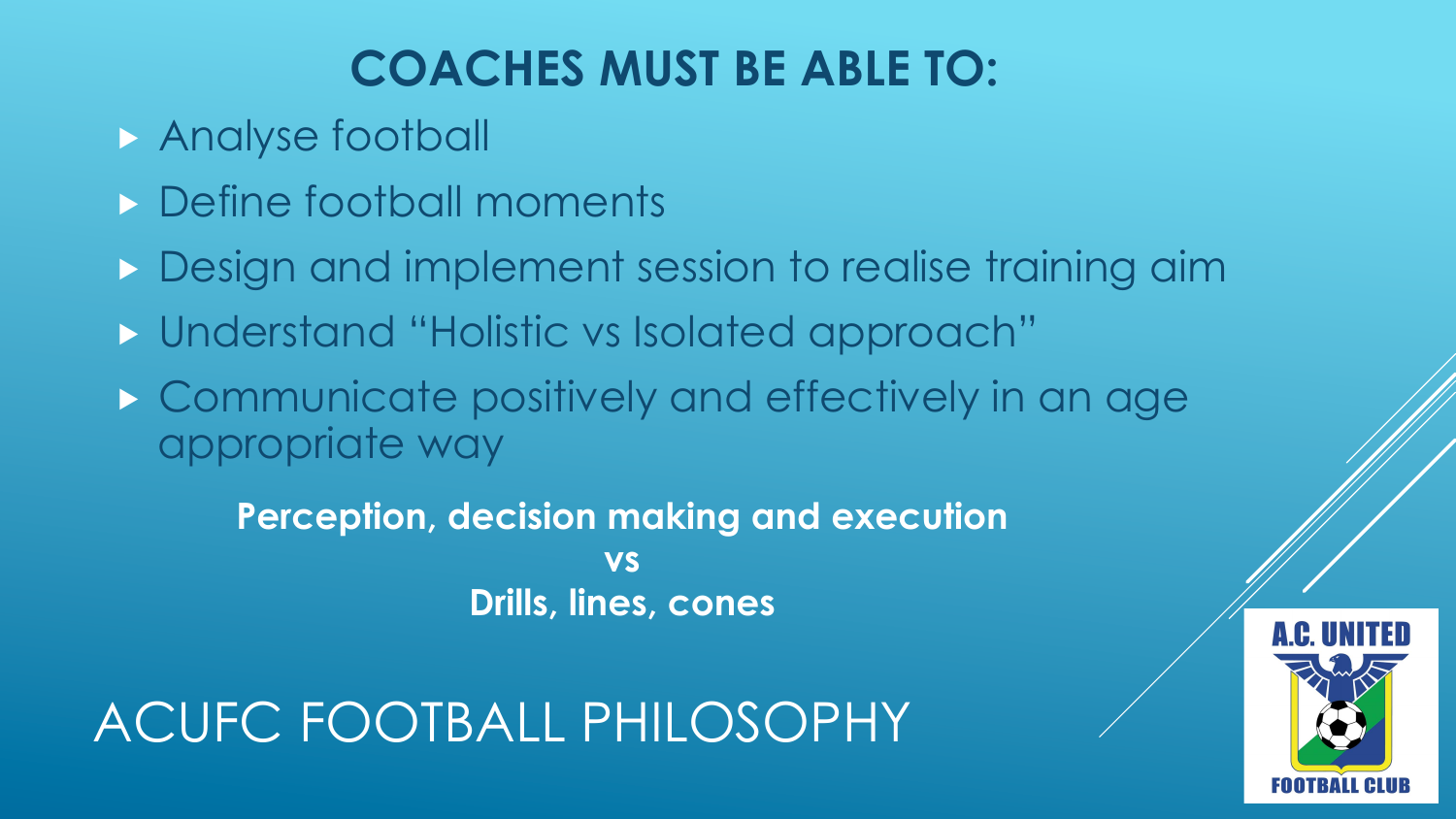## COACHES MUST BE ABLE TO:

- Analyse football
- Define football moments
- Design and implement session to realise training aim
- Understand "Holistic vs Isolated approach"
- Communicate positively and effectively in an age appropriate way

**Perception, decision making and execution**
**vs**
**Drills, lines, cones**

# ACUFC FOOTBALL PHILOSOPHY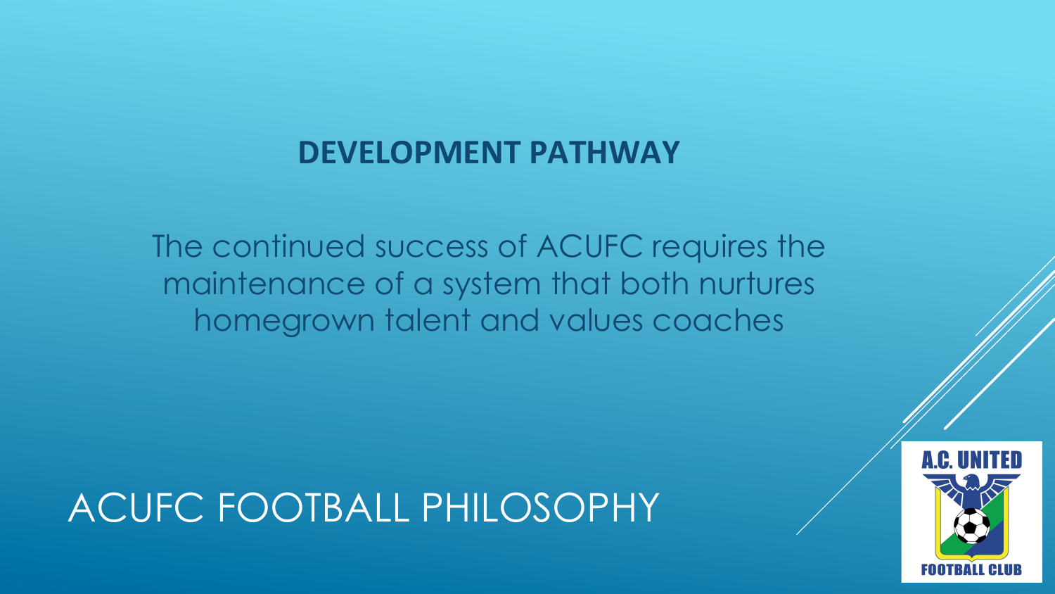## DEVELOPMENT PATHWAY

The continued success of ACUFC requires the maintenance of a system that both nurtures homegrown talent and values coaches

# ACUFC FOOTBALL PHILOSOPHY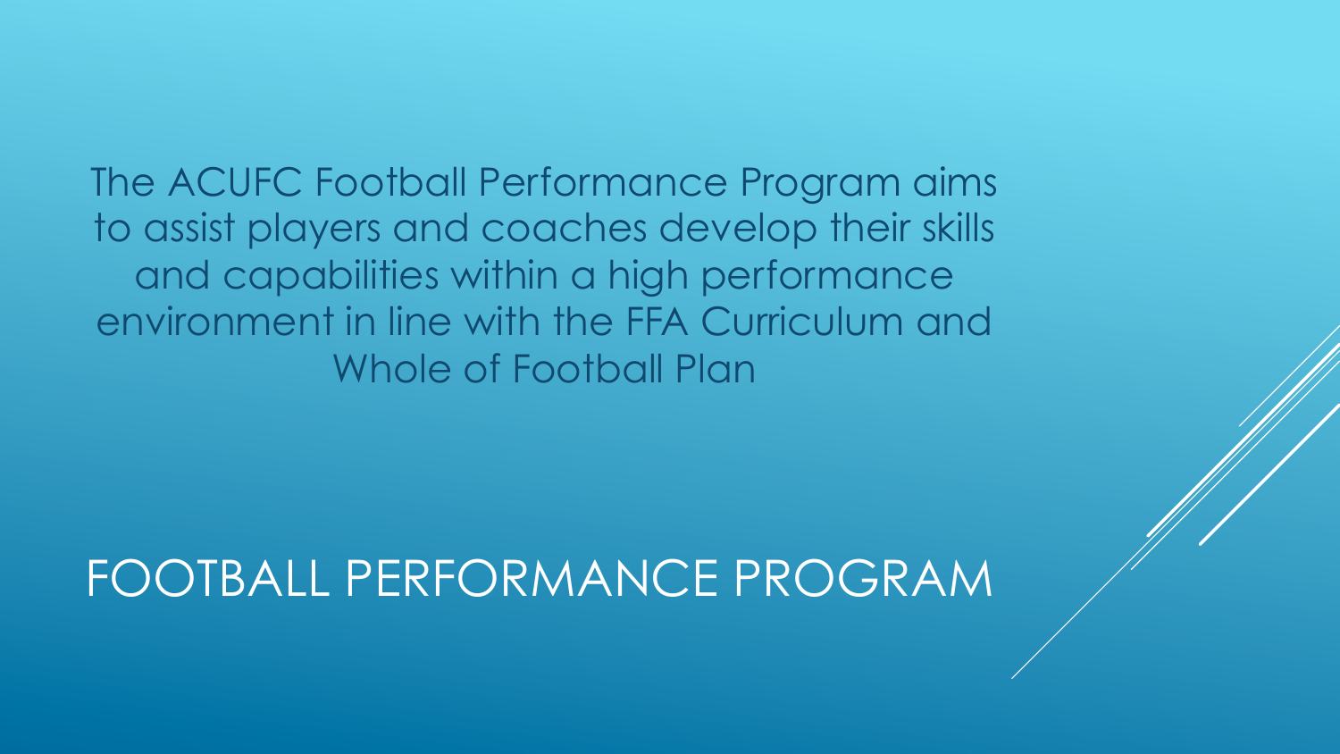The ACUFC Football Performance Program aims to assist players and coaches develop their skills and capabilities within a high performance environment in line with the FFA Curriculum and Whole of Football Plan

# FOOTBALL PERFORMANCE PROGRAM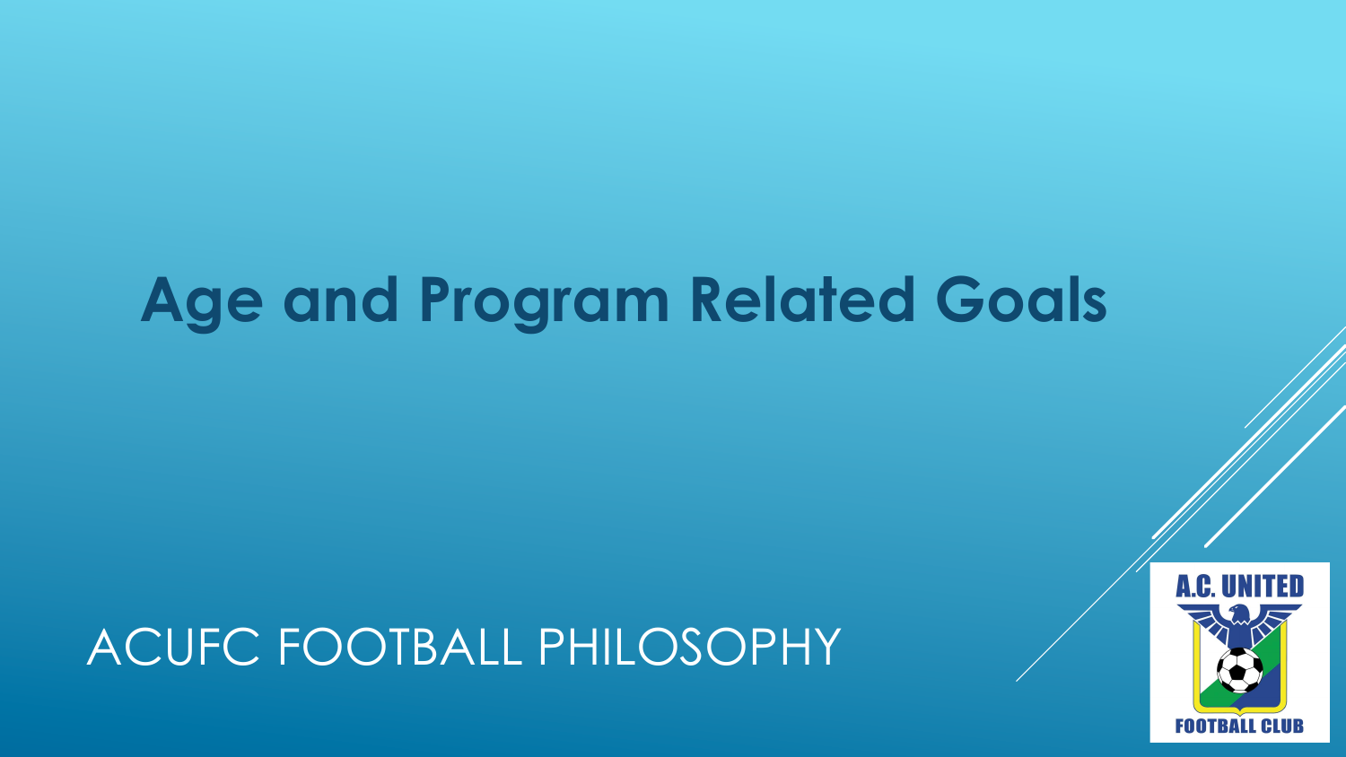# Age and Program Related Goals

ACUFC FOOTBALL PHILOSOPHY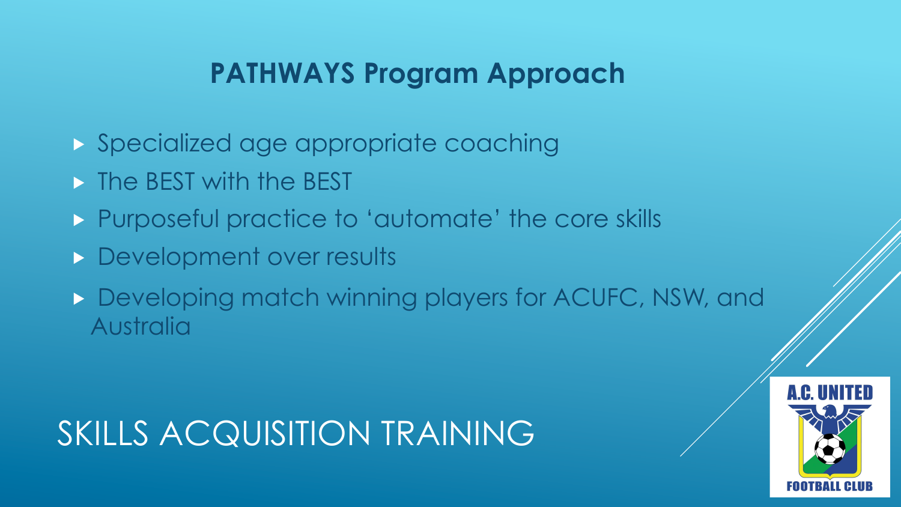## PATHWAYS Program Approach

- Specialized age appropriate coaching
- The BEST with the BEST
- Purposeful practice to 'automate' the core skills
- Development over results
- Developing match winning players for ACUFC, NSW, and Australia

# SKILLS ACQUISITION TRAINING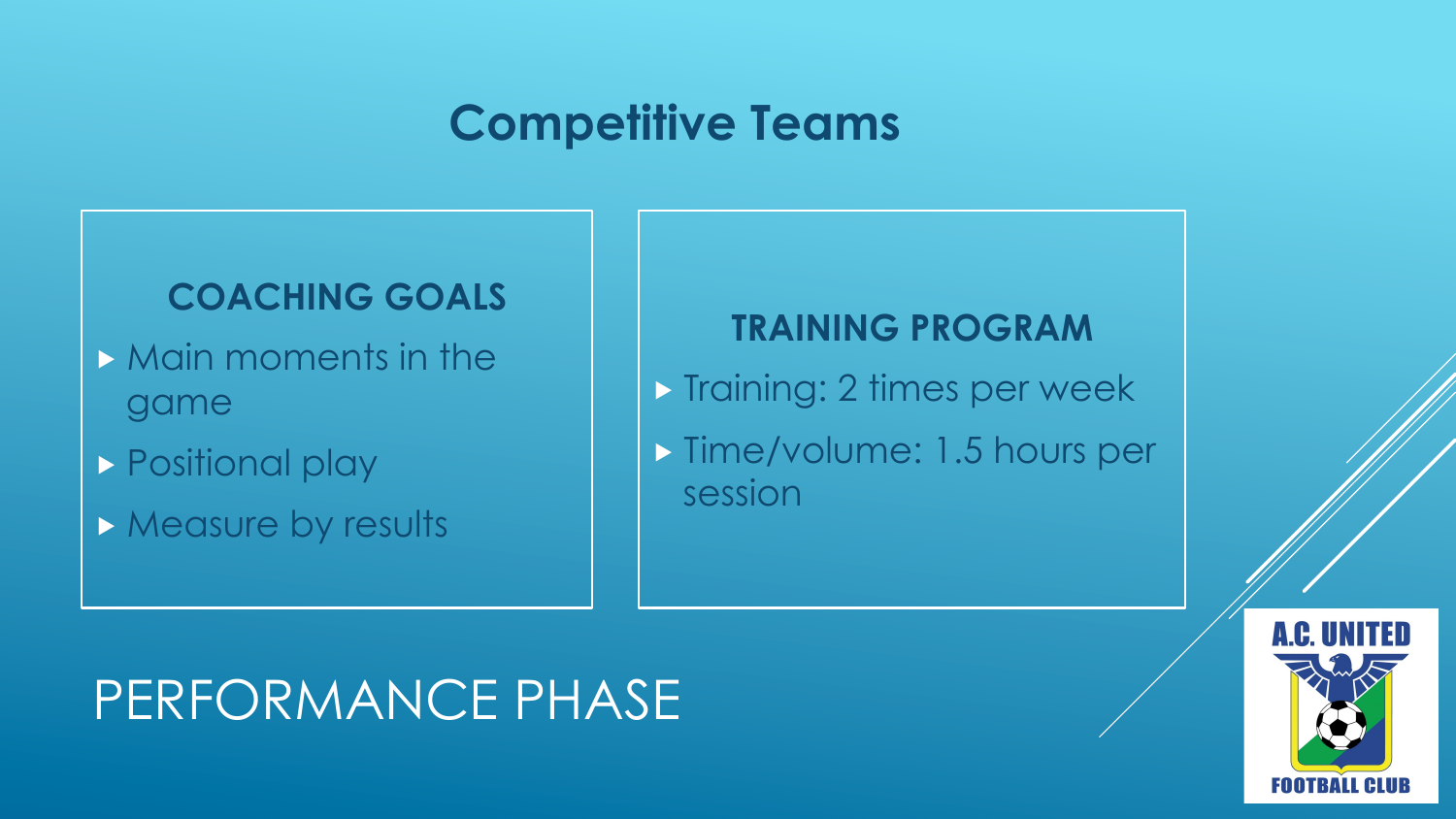# Competitive Teams

### COACHING GOALS

- Main moments in the game
- Positional play
- Measure by results

### TRAINING PROGRAM

- Training: 2 times per week
- Time/volume: 1.5 hours per session

## PERFORMANCE PHASE

A.C. UNITED FOOTBALL CLUB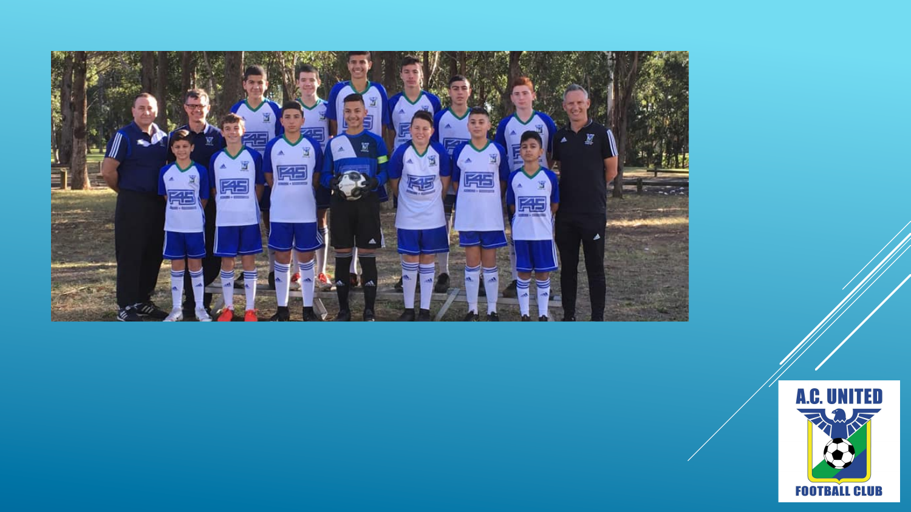A.C. UNITED

FOOTBALL CLUB